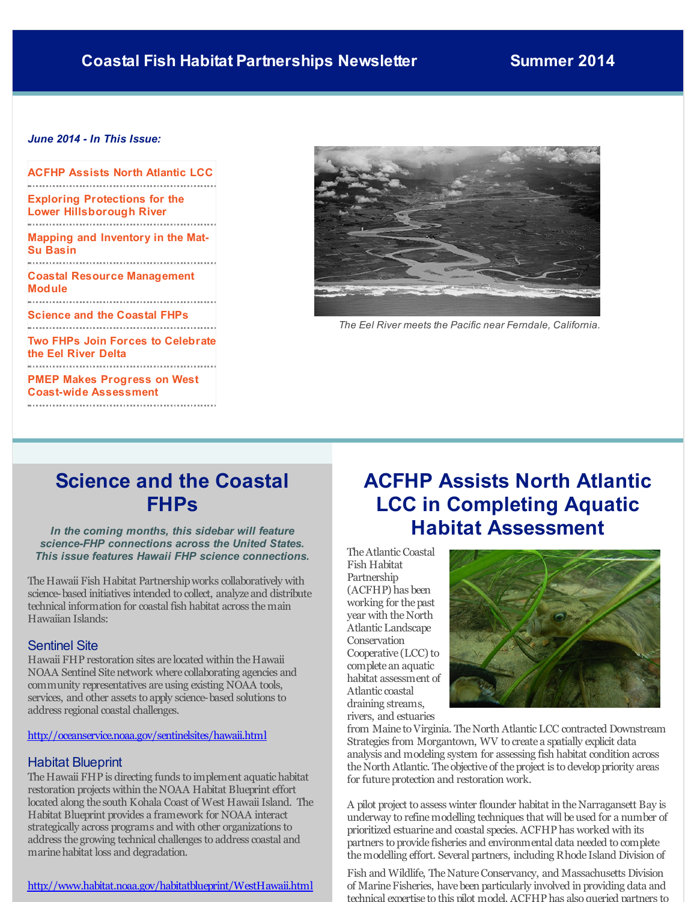# Coastal Fish Habitat Partnerships Newsletter — Summer 2014

***June 2014 - In This Issue:***

- ACFHP Assists North Atlantic LCC
- Exploring Protections for the Lower Hillsborough River
- Mapping and Inventory in the Mat-Su Basin
- Coastal Resource Management Module
- Science and the Coastal FHPs
- Two FHPs Join Forces to Celebrate the Eel River Delta
- PMEP Makes Progress on West Coast-wide Assessment

*The Eel River meets the Pacific near Ferndale, California.*

## Science and the Coastal FHPs

***In the coming months, this sidebar will feature science-FHP connections across the United States. This issue features Hawaii FHP science connections.***

The Hawaii Fish Habitat Partnership works collaboratively with science-based initiatives intended to collect, analyze and distribute technical information for coastal fish habitat across the main Hawaiian Islands:

### Sentinel Site

Hawaii FHP restoration sites are located within the Hawaii NOAA Sentinel Site network where collaborating agencies and community representatives are using existing NOAA tools, services, and other assets to apply science-based solutions to address regional coastal challenges.

http://oceanservice.noaa.gov/sentinelsites/hawaii.html

### Habitat Blueprint

The Hawaii FHP is directing funds to implement aquatic habitat restoration projects within the NOAA Habitat Blueprint effort located along the south Kohala Coast of West Hawaii Island. The Habitat Blueprint provides a framework for NOAA interact strategically across programs and with other organizations to address the growing technical challenges to address coastal and marine habitat loss and degradation.

http://www.habitat.noaa.gov/habitatblueprint/WestHawaii.html

## ACFHP Assists North Atlantic LCC in Completing Aquatic Habitat Assessment

The Atlantic Coastal Fish Habitat Partnership (ACFHP) has been working for the past year with the North Atlantic Landscape Conservation Cooperative (LCC) to complete an aquatic habitat assessment of Atlantic coastal draining streams, rivers, and estuaries from Maine to Virginia. The North Atlantic LCC contracted Downstream Strategies from Morgantown, WV to create a spatially explicit data analysis and modeling system for assessing fish habitat condition across the North Atlantic. The objective of the project is to develop priority areas for future protection and restoration work.

A pilot project to assess winter flounder habitat in the Narragansett Bay is underway to refine modelling techniques that will be used for a number of prioritized estuarine and coastal species. ACFHP has worked with its partners to provide fisheries and environmental data needed to complete the modelling effort. Several partners, including Rhode Island Division of Fish and Wildlife, The Nature Conservancy, and Massachusetts Division of Marine Fisheries, have been particularly involved in providing data and technical expertise to this pilot model. ACFHP has also queried partners to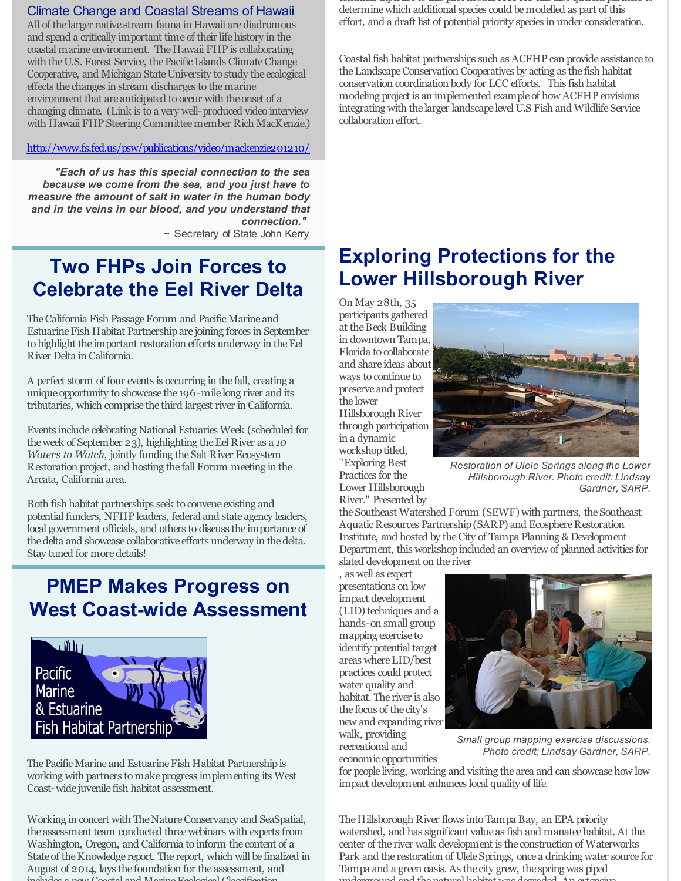## Climate Change and Coastal Streams of Hawaii

All of the larger native stream fauna in Hawaii are diadromous and spend a critically important time of their life history in the coastal marine environment. The Hawaii FHP is collaborating with the U.S. Forest Service, the Pacific Islands Climate Change Cooperative, and Michigan State University to study the ecological effects the changes in stream discharges to the marine environment that are anticipated to occur with the onset of a changing climate. (Link is to a very well-produced video interview with Hawaii FHP Steering Committee member Rich MacKenzie.)

http://www.fs.fed.us/psw/publications/video/mackenzie201210/

***"Each of us has this special connection to the sea because we come from the sea, and you just have to measure the amount of salt in water in the human body and in the veins in our blood, and you understand that connection."***
~ Secretary of State John Kerry

# Two FHPs Join Forces to Celebrate the Eel River Delta

The California Fish Passage Forum and Pacific Marine and Estuarine Fish Habitat Partnership are joining forces in September to highlight the important restoration efforts underway in the Eel River Delta in California.

A perfect storm of four events is occurring in the fall, creating a unique opportunity to showcase the 196-mile long river and its tributaries, which comprise the third largest river in California.

Events include celebrating National Estuaries Week (scheduled for the week of September 23), highlighting the Eel River as a *10 Waters to Watch*, jointly funding the Salt River Ecosystem Restoration project, and hosting the fall Forum meeting in the Arcata, California area.

Both fish habitat partnerships seek to convene existing and potential funders, NFHP leaders, federal and state agency leaders, local government officials, and others to discuss the importance of the delta and showcase collaborative efforts underway in the delta. Stay tuned for more details!

# PMEP Makes Progress on West Coast-wide Assessment

Pacific Marine & Estuarine Fish Habitat Partnership

The Pacific Marine and Estuarine Fish Habitat Partnership is working with partners to make progress implementing its West Coast-wide juvenile fish habitat assessment.

Working in concert with The Nature Conservancy and SeaSpatial, the assessment team conducted three webinars with experts from Washington, Oregon, and California to inform the content of a State of the Knowledge report. The report, which will be finalized in August of 2014, lays the foundation for the assessment, and

determine which additional species could be modelled as part of this effort, and a draft list of potential priority species in under consideration.

Coastal fish habitat partnerships such as ACFHP can provide assistance to the Landscape Conservation Cooperatives by acting as the fish habitat conservation coordination body for LCC efforts. This fish habitat modeling project is an implemented example of how ACFHP envisions integrating with the larger landscape level U.S Fish and Wildlife Service collaboration effort.

# Exploring Protections for the Lower Hillsborough River

On May 28th, 35 participants gathered at the Beck Building in downtown Tampa, Florida to collaborate and share ideas about ways to continue to preserve and protect the lower Hillsborough River through participation in a dynamic workshop titled, "Exploring Best Practices for the Lower Hillsborough River." Presented by the Southeast Watershed Forum (SEWF) with partners, the Southeast Aquatic Resources Partnership (SARP) and Ecosphere Restoration Institute, and hosted by the City of Tampa Planning & Development Department, this workshop included an overview of planned activities for slated development on the river, as well as expert presentations on low impact development (LID) techniques and a hands-on small group mapping exercise to identify potential target areas where LID/best practices could protect water quality and habitat. The river is also the focus of the city's new and expanding river walk, providing recreational and economic opportunities for people living, working and visiting the area and can showcase how low impact development enhances local quality of life.

*Restoration of Ulele Springs along the Lower Hillsborough River. Photo credit: Lindsay Gardner, SARP.*

*Small group mapping exercise discussions. Photo credit: Lindsay Gardner, SARP.*

The Hillsborough River flows into Tampa Bay, an EPA priority watershed, and has significant value as fish and manatee habitat. At the center of the river walk development is the construction of Waterworks Park and the restoration of Ulele Springs, once a drinking water source for Tampa and a green oasis. As the city grew, the spring was piped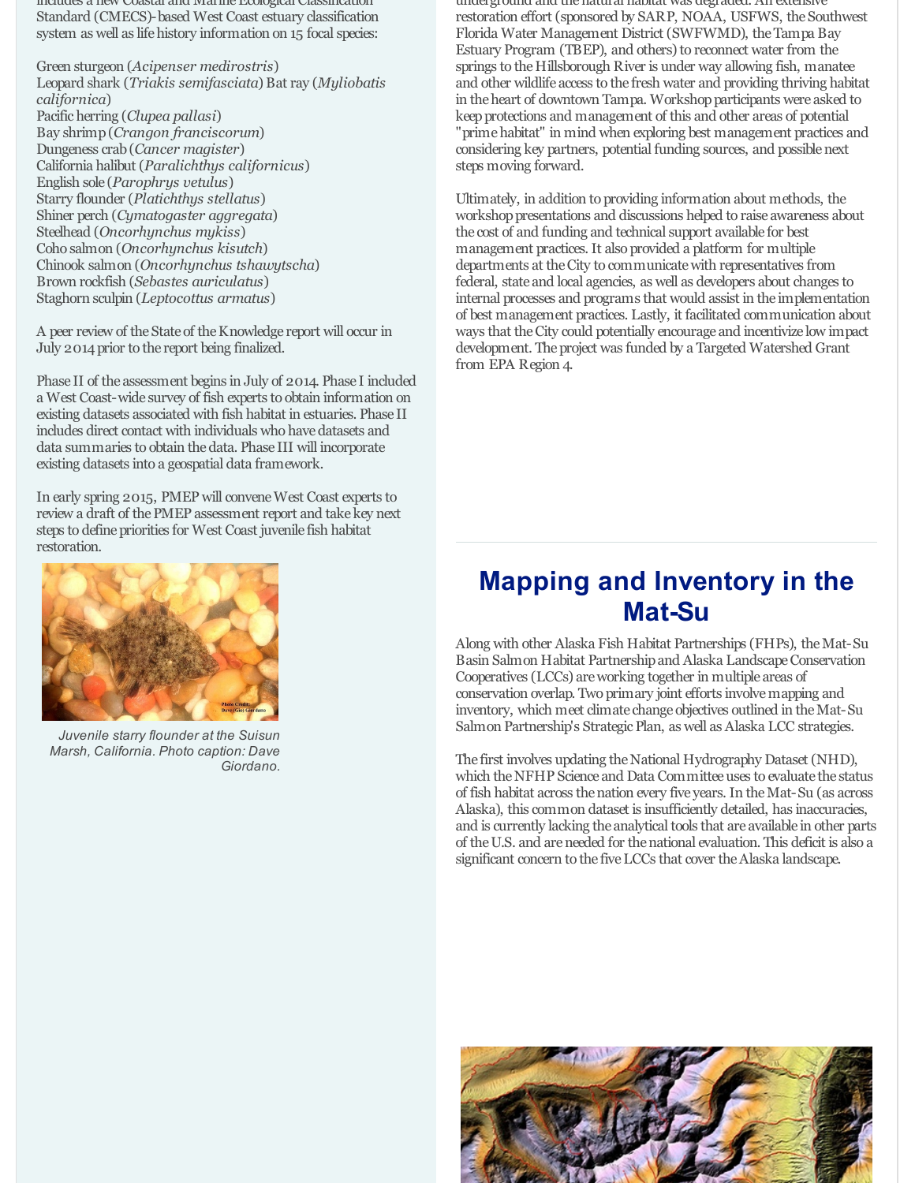includes a new Coastal and Marine Ecological Classification Standard (CMECS)-based West Coast estuary classification system as well as life history information on 15 focal species:

Green sturgeon (*Acipenser medirostris*)
Leopard shark (*Triakis semifasciata*) Bat ray (*Myliobatis californica*)
Pacific herring (*Clupea pallasi*)
Bay shrimp (*Crangon franciscorum*)
Dungeness crab (*Cancer magister*)
California halibut (*Paralichthys californicus*)
English sole (*Parophrys vetulus*)
Starry flounder (*Platichthys stellatus*)
Shiner perch (*Cymatogaster aggregata*)
Steelhead (*Oncorhynchus mykiss*)
Coho salmon (*Oncorhynchus kisutch*)
Chinook salmon (*Oncorhynchus tshawytscha*)
Brown rockfish (*Sebastes auriculatus*)
Staghorn sculpin (*Leptocottus armatus*)

A peer review of the State of the Knowledge report will occur in July 2014 prior to the report being finalized.

Phase II of the assessment begins in July of 2014. Phase I included a West Coast-wide survey of fish experts to obtain information on existing datasets associated with fish habitat in estuaries. Phase II includes direct contact with individuals who have datasets and data summaries to obtain the data. Phase III will incorporate existing datasets into a geospatial data framework.

In early spring 2015, PMEP will convene West Coast experts to review a draft of the PMEP assessment report and take key next steps to define priorities for West Coast juvenile fish habitat restoration.

*Juvenile starry flounder at the Suisun Marsh, California. Photo caption: Dave Giordano.*

underground and the natural habitat was degraded. An extensive restoration effort (sponsored by SARP, NOAA, USFWS, the Southwest Florida Water Management District (SWFWMD), the Tampa Bay Estuary Program (TBEP), and others) to reconnect water from the springs to the Hillsborough River is under way allowing fish, manatee and other wildlife access to the fresh water and providing thriving habitat in the heart of downtown Tampa. Workshop participants were asked to keep protections and management of this and other areas of potential "prime habitat" in mind when exploring best management practices and considering key partners, potential funding sources, and possible next steps moving forward.

Ultimately, in addition to providing information about methods, the workshop presentations and discussions helped to raise awareness about the cost of and funding and technical support available for best management practices. It also provided a platform for multiple departments at the City to communicate with representatives from federal, state and local agencies, as well as developers about changes to internal processes and programs that would assist in the implementation of best management practices. Lastly, it facilitated communication about ways that the City could potentially encourage and incentivize low impact development. The project was funded by a Targeted Watershed Grant from EPA Region 4.

## Mapping and Inventory in the Mat-Su

Along with other Alaska Fish Habitat Partnerships (FHPs), the Mat-Su Basin Salmon Habitat Partnership and Alaska Landscape Conservation Cooperatives (LCCs) are working together in multiple areas of conservation overlap. Two primary joint efforts involve mapping and inventory, which meet climate change objectives outlined in the Mat-Su Salmon Partnership's Strategic Plan, as well as Alaska LCC strategies.

The first involves updating the National Hydrography Dataset (NHD), which the NFHP Science and Data Committee uses to evaluate the status of fish habitat across the nation every five years. In the Mat-Su (as across Alaska), this common dataset is insufficiently detailed, has inaccuracies, and is currently lacking the analytical tools that are available in other parts of the U.S. and are needed for the national evaluation. This deficit is also a significant concern to the five LCCs that cover the Alaska landscape.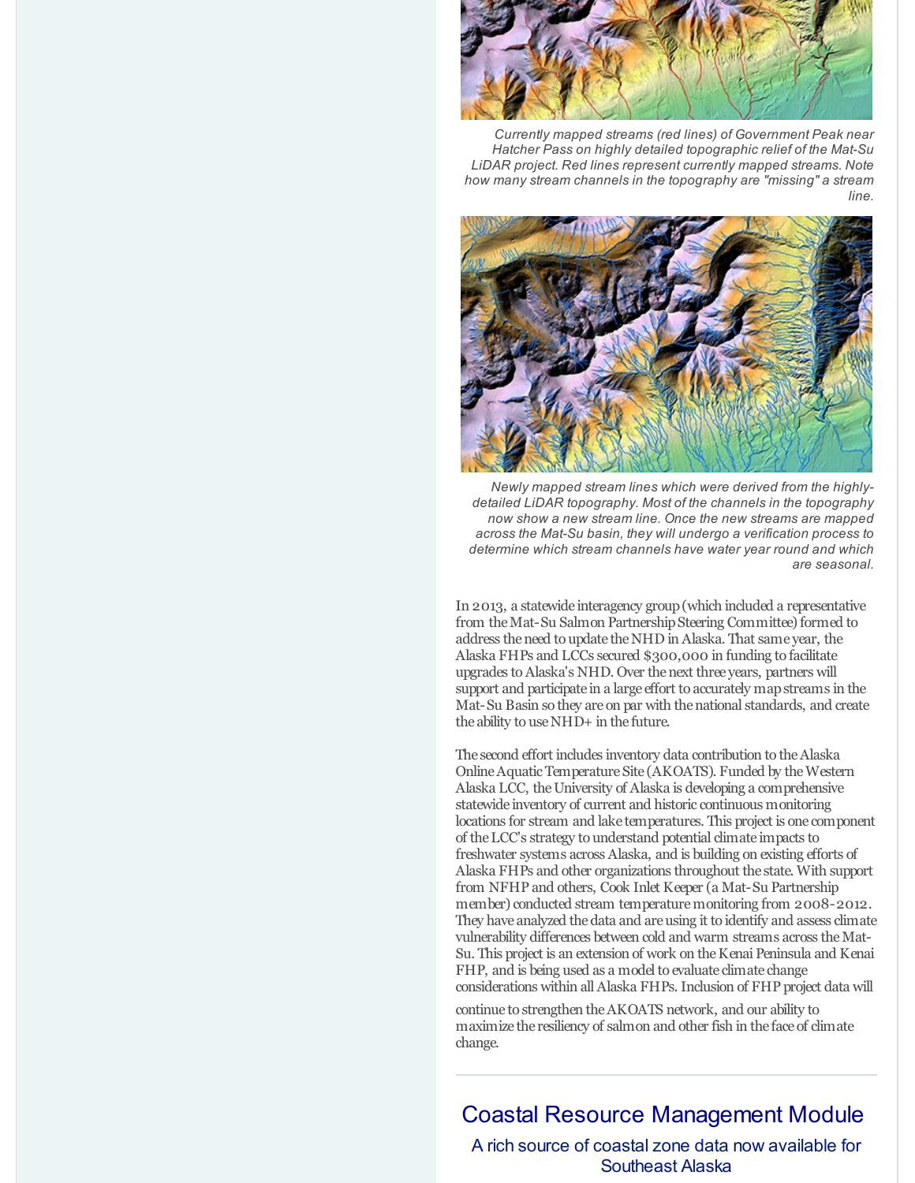*Currently mapped streams (red lines) of Government Peak near Hatcher Pass on highly detailed topographic relief of the Mat-Su LiDAR project. Red lines represent currently mapped streams. Note how many stream channels in the topography are "missing" a stream line.*

*Newly mapped stream lines which were derived from the highly-detailed LiDAR topography. Most of the channels in the topography now show a new stream line. Once the new streams are mapped across the Mat-Su basin, they will undergo a verification process to determine which stream channels have water year round and which are seasonal.*

In 2013, a statewide interagency group (which included a representative from the Mat-Su Salmon Partnership Steering Committee) formed to address the need to update the NHD in Alaska. That same year, the Alaska FHPs and LCCs secured $300,000 in funding to facilitate upgrades to Alaska's NHD. Over the next three years, partners will support and participate in a large effort to accurately map streams in the Mat-Su Basin so they are on par with the national standards, and create the ability to use NHD+ in the future.

The second effort includes inventory data contribution to the Alaska Online Aquatic Temperature Site (AKOATS). Funded by the Western Alaska LCC, the University of Alaska is developing a comprehensive statewide inventory of current and historic continuous monitoring locations for stream and lake temperatures. This project is one component of the LCC's strategy to understand potential climate impacts to freshwater systems across Alaska, and is building on existing efforts of Alaska FHPs and other organizations throughout the state. With support from NFHP and others, Cook Inlet Keeper (a Mat-Su Partnership member) conducted stream temperature monitoring from 2008-2012. They have analyzed the data and are using it to identify and assess climate vulnerability differences between cold and warm streams across the Mat-Su. This project is an extension of work on the Kenai Peninsula and Kenai FHP, and is being used as a model to evaluate climate change considerations within all Alaska FHPs. Inclusion of FHP project data will continue to strengthen the AKOATS network, and our ability to maximize the resiliency of salmon and other fish in the face of climate change.

---

## Coastal Resource Management Module

### A rich source of coastal zone data now available for Southeast Alaska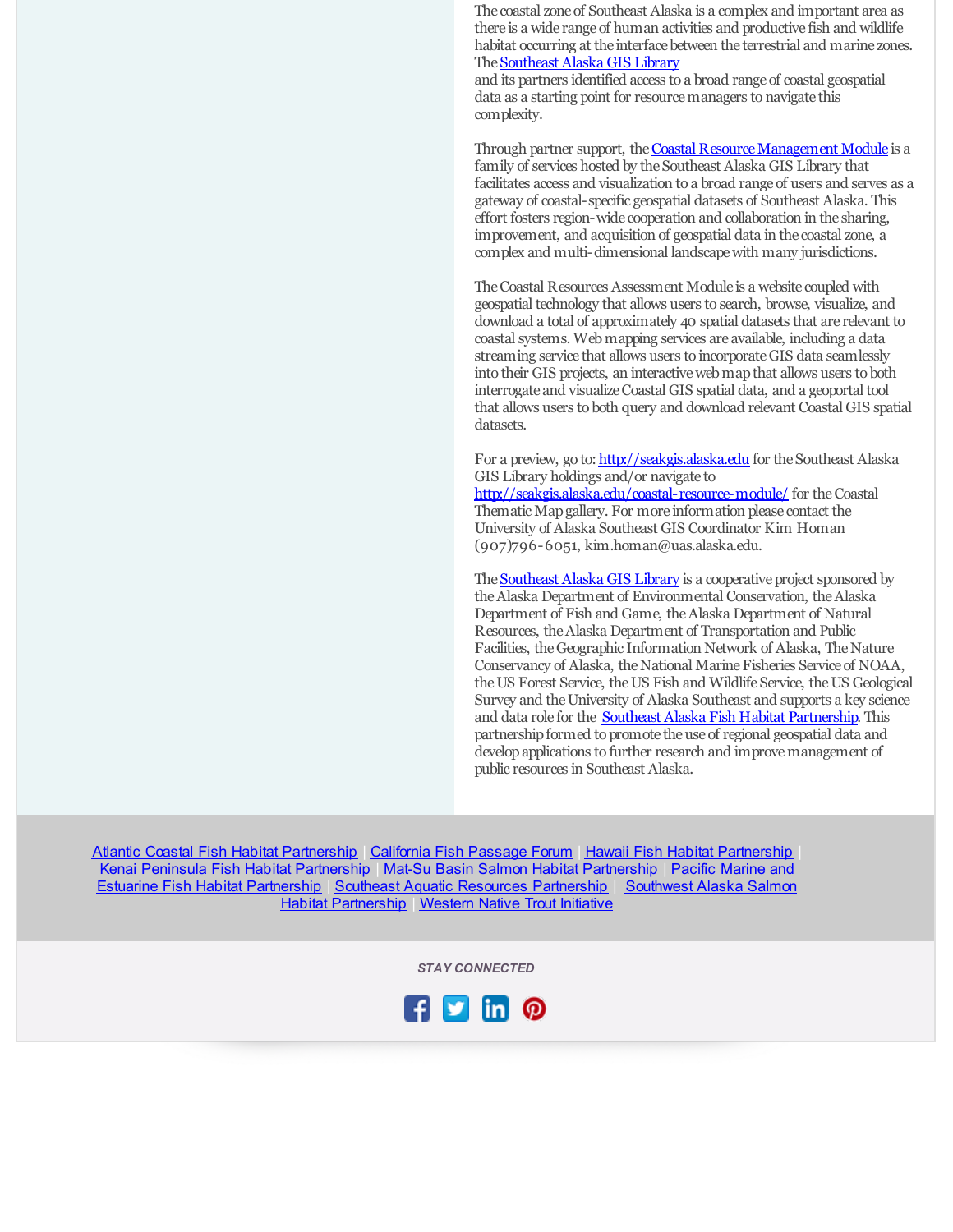The coastal zone of Southeast Alaska is a complex and important area as there is a wide range of human activities and productive fish and wildlife habitat occurring at the interface between the terrestrial and marine zones. The Southeast Alaska GIS Library and its partners identified access to a broad range of coastal geospatial data as a starting point for resource managers to navigate this complexity.

Through partner support, the Coastal Resource Management Module is a family of services hosted by the Southeast Alaska GIS Library that facilitates access and visualization to a broad range of users and serves as a gateway of coastal-specific geospatial datasets of Southeast Alaska. This effort fosters region-wide cooperation and collaboration in the sharing, improvement, and acquisition of geospatial data in the coastal zone, a complex and multi-dimensional landscape with many jurisdictions.

The Coastal Resources Assessment Module is a website coupled with geospatial technology that allows users to search, browse, visualize, and download a total of approximately 40 spatial datasets that are relevant to coastal systems. Web mapping services are available, including a data streaming service that allows users to incorporate GIS data seamlessly into their GIS projects, an interactive web map that allows users to both interrogate and visualize Coastal GIS spatial data, and a geoportal tool that allows users to both query and download relevant Coastal GIS spatial datasets.

For a preview, go to: http://seakgis.alaska.edu for the Southeast Alaska GIS Library holdings and/or navigate to http://seakgis.alaska.edu/coastal-resource-module/ for the Coastal Thematic Map gallery. For more information please contact the University of Alaska Southeast GIS Coordinator Kim Homan (907)796-6051, kim.homan@uas.alaska.edu.

The Southeast Alaska GIS Library is a cooperative project sponsored by the Alaska Department of Environmental Conservation, the Alaska Department of Fish and Game, the Alaska Department of Natural Resources, the Alaska Department of Transportation and Public Facilities, the Geographic Information Network of Alaska, The Nature Conservancy of Alaska, the National Marine Fisheries Service of NOAA, the US Forest Service, the US Fish and Wildlife Service, the US Geological Survey and the University of Alaska Southeast and supports a key science and data role for the Southeast Alaska Fish Habitat Partnership. This partnership formed to promote the use of regional geospatial data and develop applications to further research and improve management of public resources in Southeast Alaska.

Atlantic Coastal Fish Habitat Partnership | California Fish Passage Forum | Hawaii Fish Habitat Partnership | Kenai Peninsula Fish Habitat Partnership | Mat-Su Basin Salmon Habitat Partnership | Pacific Marine and Estuarine Fish Habitat Partnership | Southeast Aquatic Resources Partnership | Southwest Alaska Salmon Habitat Partnership | Western Native Trout Initiative

*STAY CONNECTED*